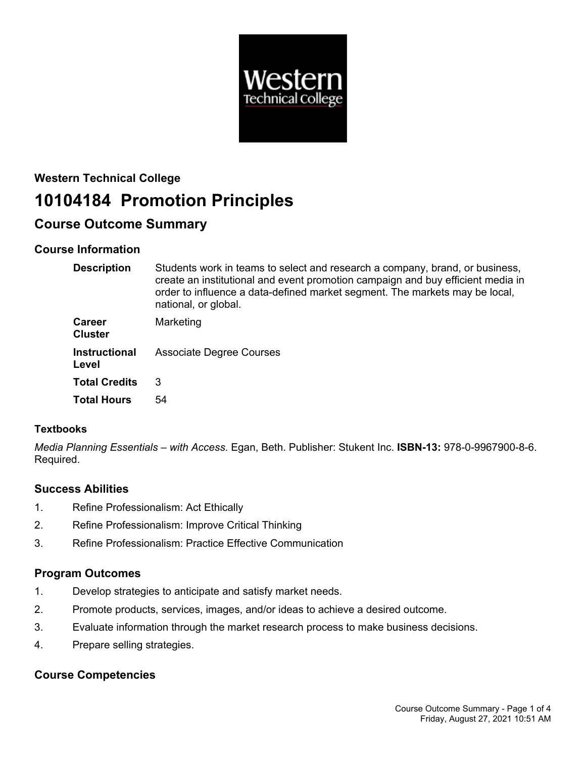**Western Technical College**

# 10104184 Promotion Principles

## Course Outcome Summary

### Course Information

| | |
|---|---|
| **Description** | Students work in teams to select and research a company, brand, or business, create an institutional and event promotion campaign and buy efficient media in order to influence a data-defined market segment. The markets may be local, national, or global. |
| **Career Cluster** | Marketing |
| **Instructional Level** | Associate Degree Courses |
| **Total Credits** | 3 |
| **Total Hours** | 54 |

### Textbooks

*Media Planning Essentials – with Access*. Egan, Beth. Publisher: Stukent Inc. **ISBN-13:** 978-0-9967900-8-6. Required.

### Success Abilities

1. Refine Professionalism: Act Ethically
2. Refine Professionalism: Improve Critical Thinking
3. Refine Professionalism: Practice Effective Communication

### Program Outcomes

1. Develop strategies to anticipate and satisfy market needs.
2. Promote products, services, images, and/or ideas to achieve a desired outcome.
3. Evaluate information through the market research process to make business decisions.
4. Prepare selling strategies.

### Course Competencies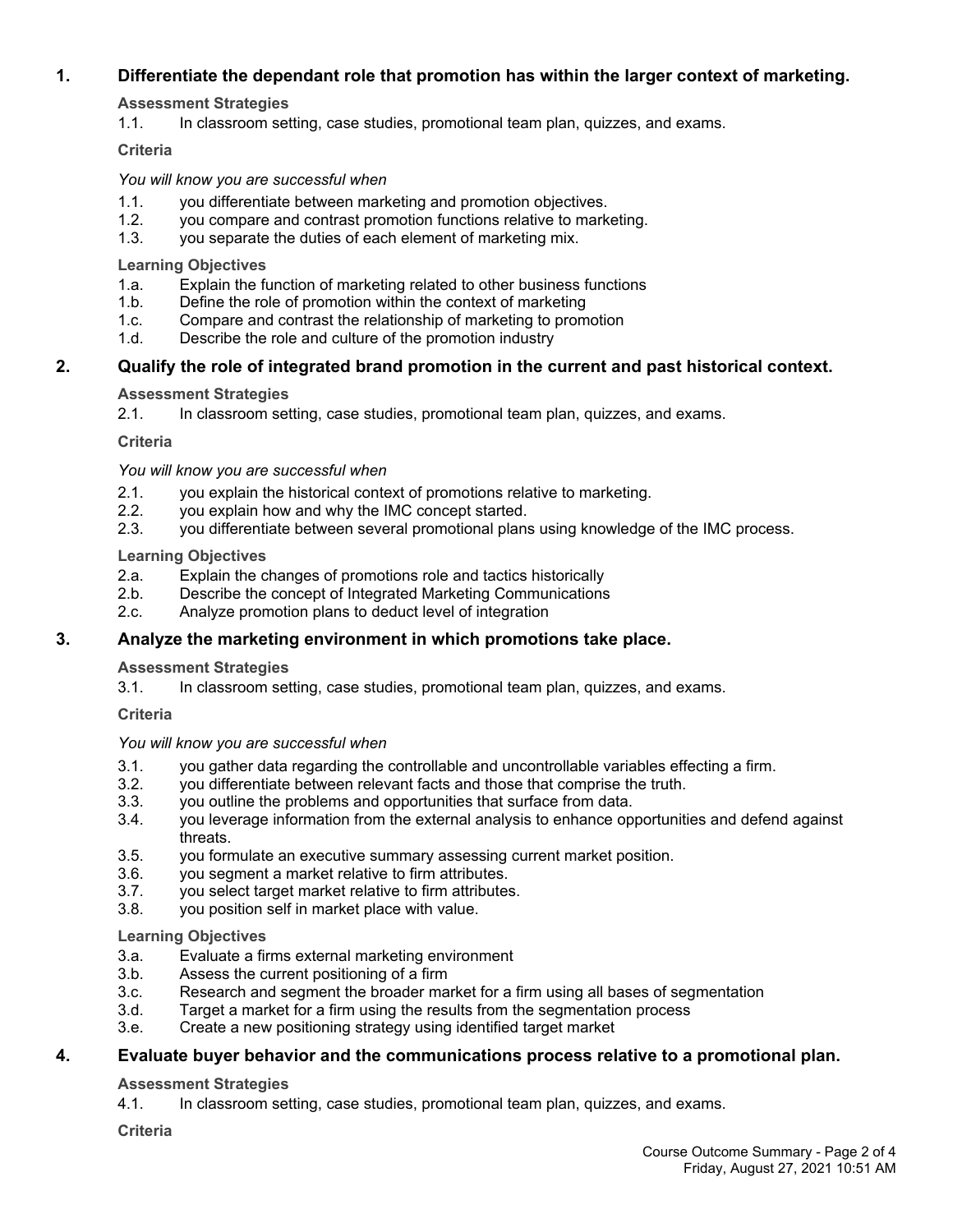## 1. Differentiate the dependant role that promotion has within the larger context of marketing.

**Assessment Strategies**

1.1. In classroom setting, case studies, promotional team plan, quizzes, and exams.

**Criteria**

*You will know you are successful when*

1.1. you differentiate between marketing and promotion objectives.
1.2. you compare and contrast promotion functions relative to marketing.
1.3. you separate the duties of each element of marketing mix.

**Learning Objectives**

1.a. Explain the function of marketing related to other business functions
1.b. Define the role of promotion within the context of marketing
1.c. Compare and contrast the relationship of marketing to promotion
1.d. Describe the role and culture of the promotion industry

## 2. Qualify the role of integrated brand promotion in the current and past historical context.

**Assessment Strategies**

2.1. In classroom setting, case studies, promotional team plan, quizzes, and exams.

**Criteria**

*You will know you are successful when*

2.1. you explain the historical context of promotions relative to marketing.
2.2. you explain how and why the IMC concept started.
2.3. you differentiate between several promotional plans using knowledge of the IMC process.

**Learning Objectives**

2.a. Explain the changes of promotions role and tactics historically
2.b. Describe the concept of Integrated Marketing Communications
2.c. Analyze promotion plans to deduct level of integration

## 3. Analyze the marketing environment in which promotions take place.

**Assessment Strategies**

3.1. In classroom setting, case studies, promotional team plan, quizzes, and exams.

**Criteria**

*You will know you are successful when*

3.1. you gather data regarding the controllable and uncontrollable variables effecting a firm.
3.2. you differentiate between relevant facts and those that comprise the truth.
3.3. you outline the problems and opportunities that surface from data.
3.4. you leverage information from the external analysis to enhance opportunities and defend against threats.
3.5. you formulate an executive summary assessing current market position.
3.6. you segment a market relative to firm attributes.
3.7. you select target market relative to firm attributes.
3.8. you position self in market place with value.

**Learning Objectives**

3.a. Evaluate a firms external marketing environment
3.b. Assess the current positioning of a firm
3.c. Research and segment the broader market for a firm using all bases of segmentation
3.d. Target a market for a firm using the results from the segmentation process
3.e. Create a new positioning strategy using identified target market

## 4. Evaluate buyer behavior and the communications process relative to a promotional plan.

**Assessment Strategies**

4.1. In classroom setting, case studies, promotional team plan, quizzes, and exams.

**Criteria**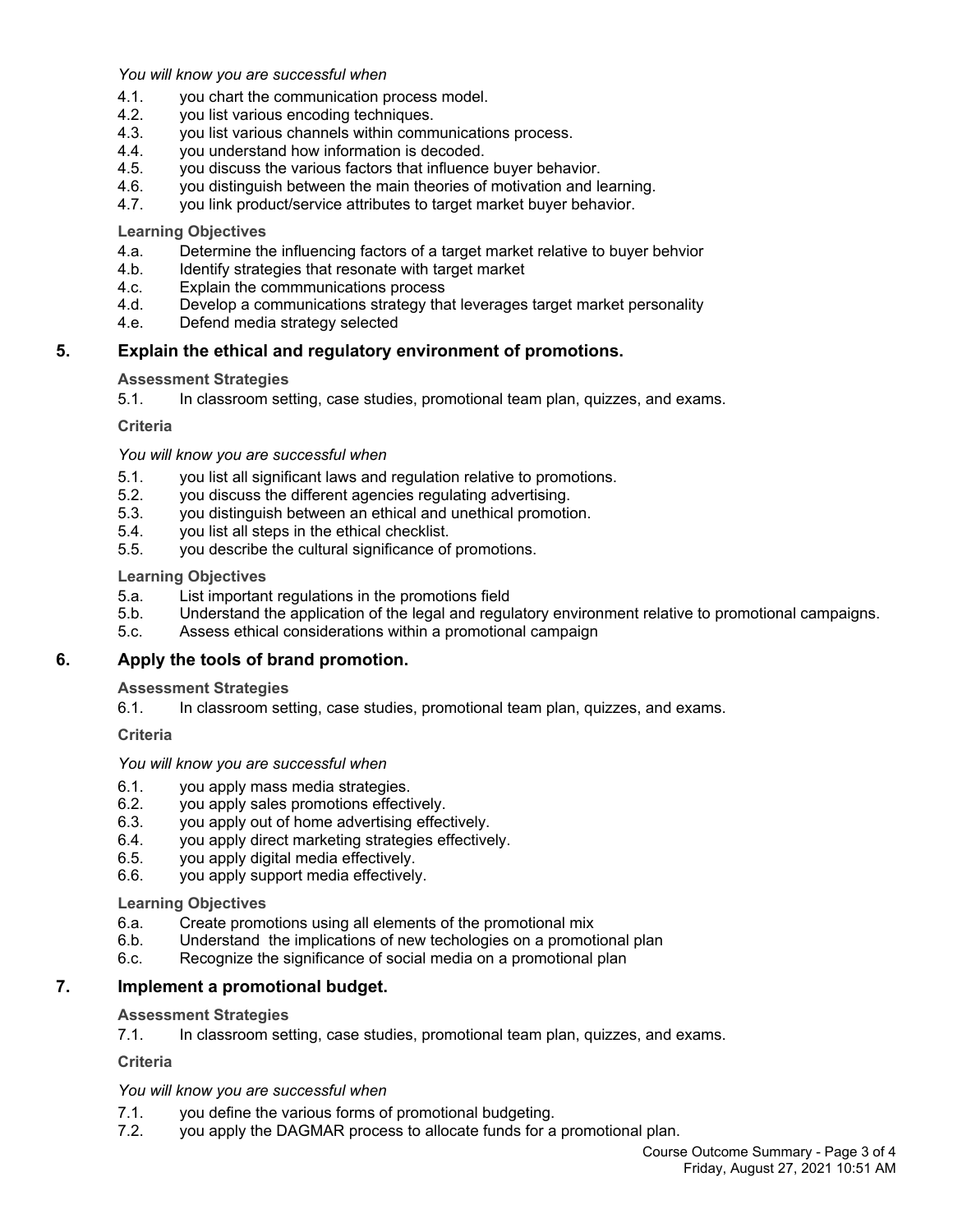*You will know you are successful when*

4.1. you chart the communication process model.
4.2. you list various encoding techniques.
4.3. you list various channels within communications process.
4.4. you understand how information is decoded.
4.5. you discuss the various factors that influence buyer behavior.
4.6. you distinguish between the main theories of motivation and learning.
4.7. you link product/service attributes to target market buyer behavior.

**Learning Objectives**

4.a. Determine the influencing factors of a target market relative to buyer behvior
4.b. Identify strategies that resonate with target market
4.c. Explain the commmunications process
4.d. Develop a communications strategy that leverages target market personality
4.e. Defend media strategy selected

## 5. Explain the ethical and regulatory environment of promotions.

**Assessment Strategies**

5.1. In classroom setting, case studies, promotional team plan, quizzes, and exams.

**Criteria**

*You will know you are successful when*

5.1. you list all significant laws and regulation relative to promotions.
5.2. you discuss the different agencies regulating advertising.
5.3. you distinguish between an ethical and unethical promotion.
5.4. you list all steps in the ethical checklist.
5.5. you describe the cultural significance of promotions.

**Learning Objectives**

5.a. List important regulations in the promotions field
5.b. Understand the application of the legal and regulatory environment relative to promotional campaigns.
5.c. Assess ethical considerations within a promotional campaign

## 6. Apply the tools of brand promotion.

**Assessment Strategies**

6.1. In classroom setting, case studies, promotional team plan, quizzes, and exams.

**Criteria**

*You will know you are successful when*

6.1. you apply mass media strategies.
6.2. you apply sales promotions effectively.
6.3. you apply out of home advertising effectively.
6.4. you apply direct marketing strategies effectively.
6.5. you apply digital media effectively.
6.6. you apply support media effectively.

**Learning Objectives**

6.a. Create promotions using all elements of the promotional mix
6.b. Understand the implications of new techologies on a promotional plan
6.c. Recognize the significance of social media on a promotional plan

## 7. Implement a promotional budget.

**Assessment Strategies**

7.1. In classroom setting, case studies, promotional team plan, quizzes, and exams.

**Criteria**

*You will know you are successful when*

7.1. you define the various forms of promotional budgeting.
7.2. you apply the DAGMAR process to allocate funds for a promotional plan.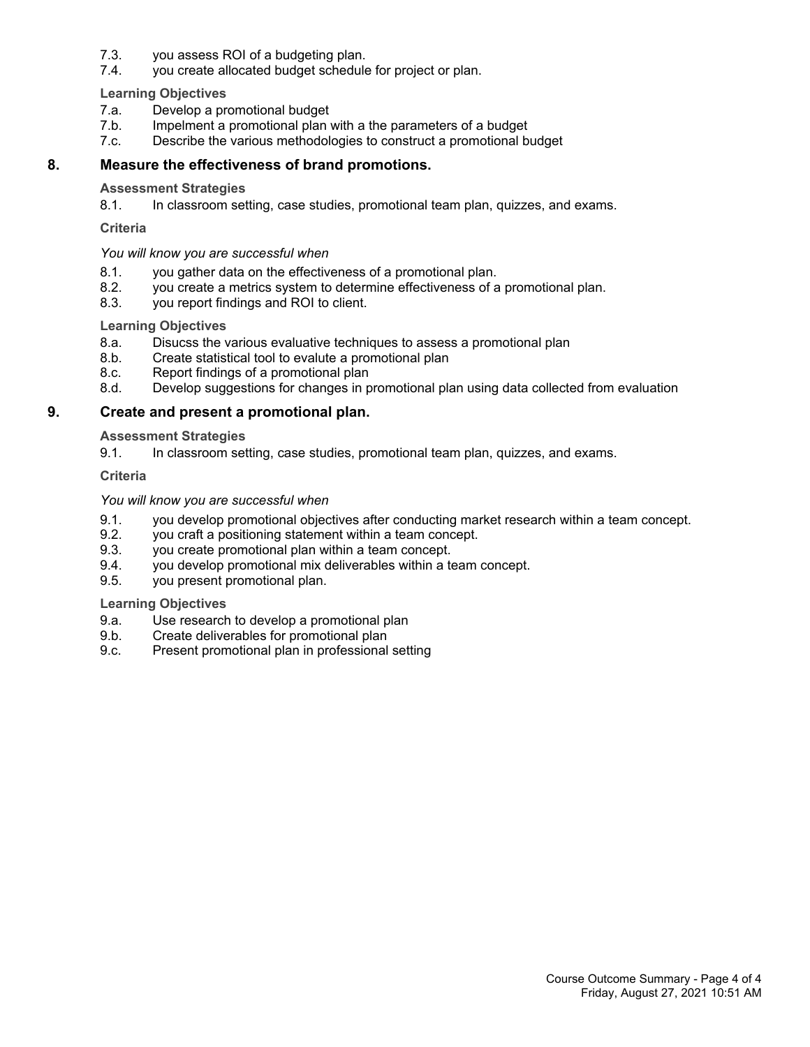7.3. you assess ROI of a budgeting plan.
7.4. you create allocated budget schedule for project or plan.

**Learning Objectives**

7.a. Develop a promotional budget
7.b. Impelment a promotional plan with a the parameters of a budget
7.c. Describe the various methodologies to construct a promotional budget

## 8. Measure the effectiveness of brand promotions.

**Assessment Strategies**

8.1. In classroom setting, case studies, promotional team plan, quizzes, and exams.

**Criteria**

*You will know you are successful when*

8.1. you gather data on the effectiveness of a promotional plan.
8.2. you create a metrics system to determine effectiveness of a promotional plan.
8.3. you report findings and ROI to client.

**Learning Objectives**

8.a. Disucss the various evaluative techniques to assess a promotional plan
8.b. Create statistical tool to evalute a promotional plan
8.c. Report findings of a promotional plan
8.d. Develop suggestions for changes in promotional plan using data collected from evaluation

## 9. Create and present a promotional plan.

**Assessment Strategies**

9.1. In classroom setting, case studies, promotional team plan, quizzes, and exams.

**Criteria**

*You will know you are successful when*

9.1. you develop promotional objectives after conducting market research within a team concept.
9.2. you craft a positioning statement within a team concept.
9.3. you create promotional plan within a team concept.
9.4. you develop promotional mix deliverables within a team concept.
9.5. you present promotional plan.

**Learning Objectives**

9.a. Use research to develop a promotional plan
9.b. Create deliverables for promotional plan
9.c. Present promotional plan in professional setting